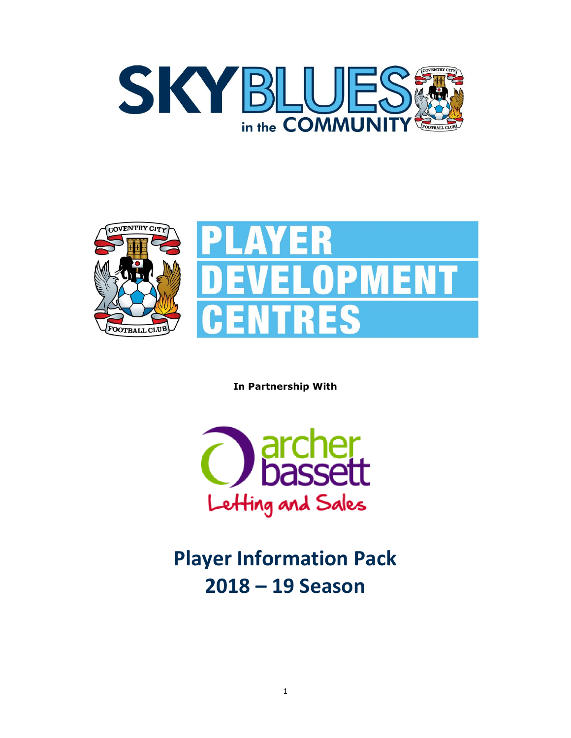# SKY BLUES in the COMMUNITY

# PLAYER DEVELOPMENT CENTRES

**In Partnership With**

archer bassett
Letting and Sales

## Player Information Pack
## 2018 – 19 Season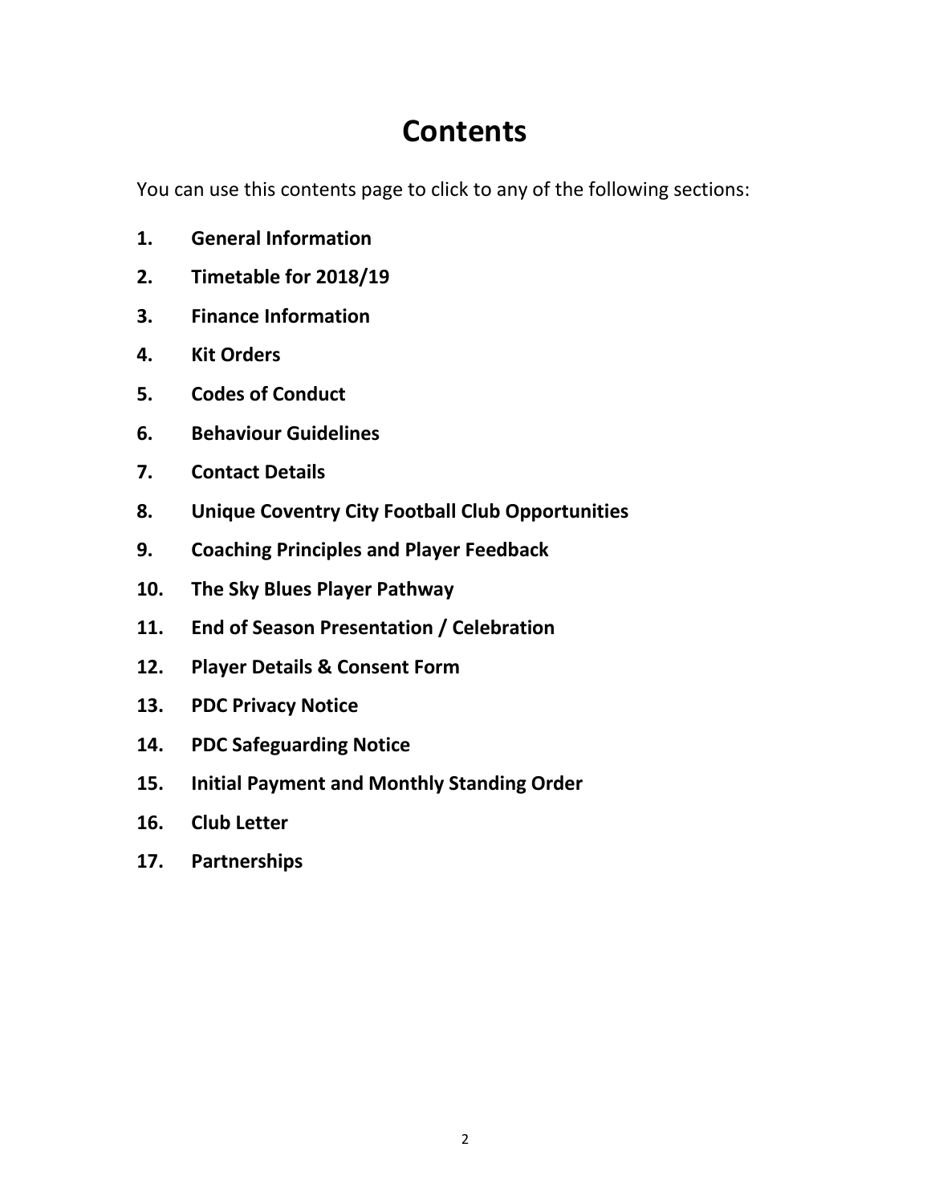# Contents

You can use this contents page to click to any of the following sections:

1. **General Information**
2. **Timetable for 2018/19**
3. **Finance Information**
4. **Kit Orders**
5. **Codes of Conduct**
6. **Behaviour Guidelines**
7. **Contact Details**
8. **Unique Coventry City Football Club Opportunities**
9. **Coaching Principles and Player Feedback**
10. **The Sky Blues Player Pathway**
11. **End of Season Presentation / Celebration**
12. **Player Details & Consent Form**
13. **PDC Privacy Notice**
14. **PDC Safeguarding Notice**
15. **Initial Payment and Monthly Standing Order**
16. **Club Letter**
17. **Partnerships**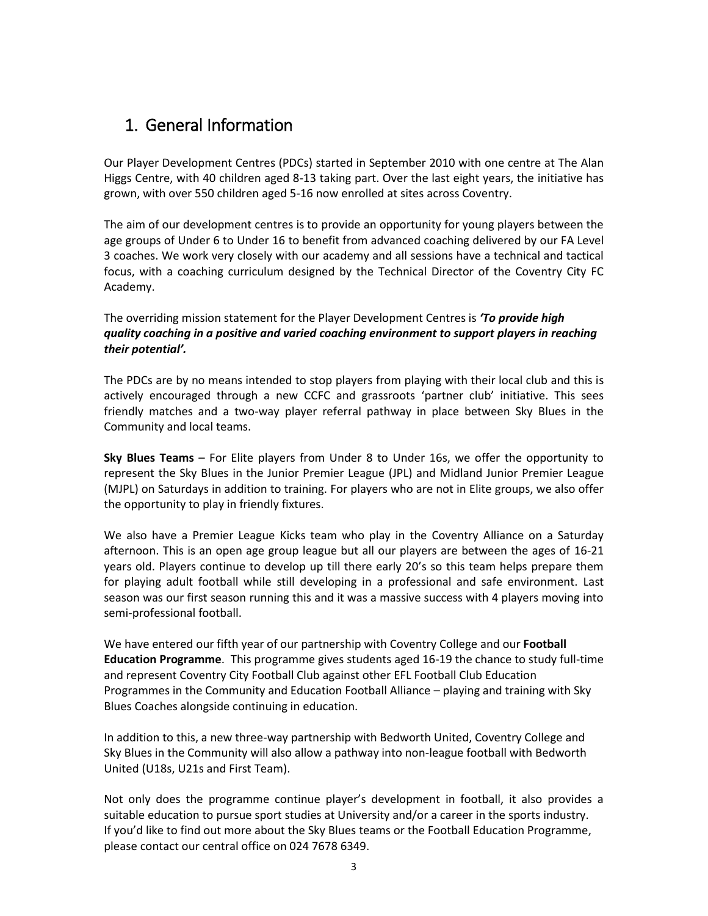# 1. General Information

Our Player Development Centres (PDCs) started in September 2010 with one centre at The Alan Higgs Centre, with 40 children aged 8-13 taking part. Over the last eight years, the initiative has grown, with over 550 children aged 5-16 now enrolled at sites across Coventry.

The aim of our development centres is to provide an opportunity for young players between the age groups of Under 6 to Under 16 to benefit from advanced coaching delivered by our FA Level 3 coaches. We work very closely with our academy and all sessions have a technical and tactical focus, with a coaching curriculum designed by the Technical Director of the Coventry City FC Academy.

The overriding mission statement for the Player Development Centres is ***'To provide high quality coaching in a positive and varied coaching environment to support players in reaching their potential'.***

The PDCs are by no means intended to stop players from playing with their local club and this is actively encouraged through a new CCFC and grassroots 'partner club' initiative. This sees friendly matches and a two-way player referral pathway in place between Sky Blues in the Community and local teams.

**Sky Blues Teams** – For Elite players from Under 8 to Under 16s, we offer the opportunity to represent the Sky Blues in the Junior Premier League (JPL) and Midland Junior Premier League (MJPL) on Saturdays in addition to training. For players who are not in Elite groups, we also offer the opportunity to play in friendly fixtures.

We also have a Premier League Kicks team who play in the Coventry Alliance on a Saturday afternoon. This is an open age group league but all our players are between the ages of 16-21 years old. Players continue to develop up till there early 20's so this team helps prepare them for playing adult football while still developing in a professional and safe environment. Last season was our first season running this and it was a massive success with 4 players moving into semi-professional football.

We have entered our fifth year of our partnership with Coventry College and our **Football Education Programme**. This programme gives students aged 16-19 the chance to study full-time and represent Coventry City Football Club against other EFL Football Club Education Programmes in the Community and Education Football Alliance – playing and training with Sky Blues Coaches alongside continuing in education.

In addition to this, a new three-way partnership with Bedworth United, Coventry College and Sky Blues in the Community will also allow a pathway into non-league football with Bedworth United (U18s, U21s and First Team).

Not only does the programme continue player's development in football, it also provides a suitable education to pursue sport studies at University and/or a career in the sports industry. If you'd like to find out more about the Sky Blues teams or the Football Education Programme, please contact our central office on 024 7678 6349.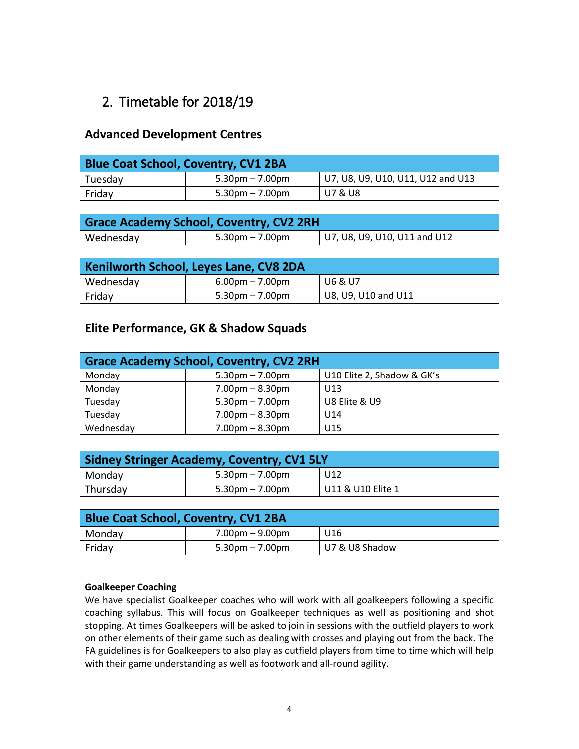## 2. Timetable for 2018/19

### Advanced Development Centres

| Blue Coat School, Coventry, CV1 2BA | | |
|---|---|---|
| Tuesday | 5.30pm – 7.00pm | U7, U8, U9, U10, U11, U12 and U13 |
| Friday | 5.30pm – 7.00pm | U7 & U8 |

| Grace Academy School, Coventry, CV2 2RH | | |
|---|---|---|
| Wednesday | 5.30pm – 7.00pm | U7, U8, U9, U10, U11 and U12 |

| Kenilworth School, Leyes Lane, CV8 2DA | | |
|---|---|---|
| Wednesday | 6.00pm – 7.00pm | U6 & U7 |
| Friday | 5.30pm – 7.00pm | U8, U9, U10 and U11 |

### Elite Performance, GK & Shadow Squads

| Grace Academy School, Coventry, CV2 2RH | | |
|---|---|---|
| Monday | 5.30pm – 7.00pm | U10 Elite 2, Shadow & GK's |
| Monday | 7.00pm – 8.30pm | U13 |
| Tuesday | 5.30pm – 7.00pm | U8 Elite & U9 |
| Tuesday | 7.00pm – 8.30pm | U14 |
| Wednesday | 7.00pm – 8.30pm | U15 |

| Sidney Stringer Academy, Coventry, CV1 5LY | | |
|---|---|---|
| Monday | 5.30pm – 7.00pm | U12 |
| Thursday | 5.30pm – 7.00pm | U11 & U10 Elite 1 |

| Blue Coat School, Coventry, CV1 2BA | | |
|---|---|---|
| Monday | 7.00pm – 9.00pm | U16 |
| Friday | 5.30pm – 7.00pm | U7 & U8 Shadow |

**Goalkeeper Coaching**

We have specialist Goalkeeper coaches who will work with all goalkeepers following a specific coaching syllabus. This will focus on Goalkeeper techniques as well as positioning and shot stopping. At times Goalkeepers will be asked to join in sessions with the outfield players to work on other elements of their game such as dealing with crosses and playing out from the back. The FA guidelines is for Goalkeepers to also play as outfield players from time to time which will help with their game understanding as well as footwork and all-round agility.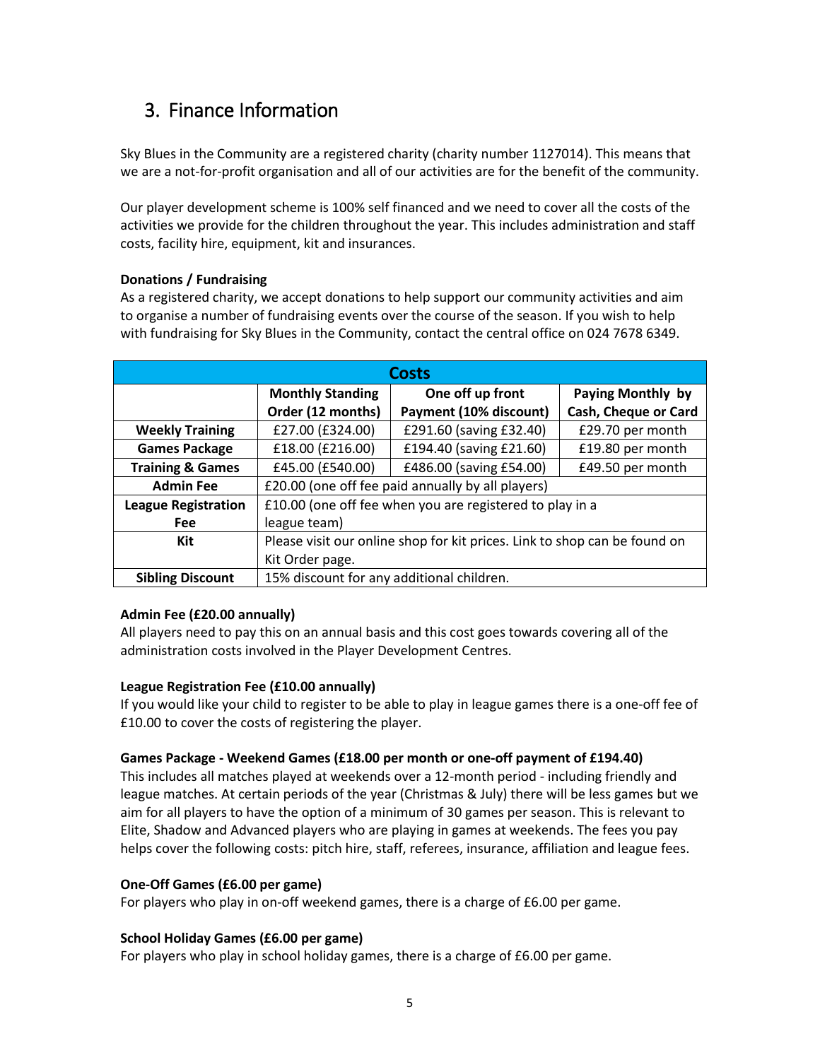## 3. Finance Information

Sky Blues in the Community are a registered charity (charity number 1127014). This means that we are a not-for-profit organisation and all of our activities are for the benefit of the community.

Our player development scheme is 100% self financed and we need to cover all the costs of the activities we provide for the children throughout the year. This includes administration and staff costs, facility hire, equipment, kit and insurances.

**Donations / Fundraising**

As a registered charity, we accept donations to help support our community activities and aim to organise a number of fundraising events over the course of the season. If you wish to help with fundraising for Sky Blues in the Community, contact the central office on 024 7678 6349.

| Costs | | | |
|---|---|---|---|
| | **Monthly Standing Order (12 months)** | **One off up front Payment (10% discount)** | **Paying Monthly by Cash, Cheque or Card** |
| **Weekly Training** | £27.00 (£324.00) | £291.60 (saving £32.40) | £29.70 per month |
| **Games Package** | £18.00 (£216.00) | £194.40 (saving £21.60) | £19.80 per month |
| **Training & Games** | £45.00 (£540.00) | £486.00 (saving £54.00) | £49.50 per month |
| **Admin Fee** | £20.00 (one off fee paid annually by all players) | | |
| **League Registration Fee** | £10.00 (one off fee when you are registered to play in a league team) | | |
| **Kit** | Please visit our online shop for kit prices. Link to shop can be found on Kit Order page. | | |
| **Sibling Discount** | 15% discount for any additional children. | | |

**Admin Fee (£20.00 annually)**

All players need to pay this on an annual basis and this cost goes towards covering all of the administration costs involved in the Player Development Centres.

**League Registration Fee (£10.00 annually)**

If you would like your child to register to be able to play in league games there is a one-off fee of £10.00 to cover the costs of registering the player.

**Games Package - Weekend Games (£18.00 per month or one-off payment of £194.40)**

This includes all matches played at weekends over a 12-month period - including friendly and league matches. At certain periods of the year (Christmas & July) there will be less games but we aim for all players to have the option of a minimum of 30 games per season. This is relevant to Elite, Shadow and Advanced players who are playing in games at weekends. The fees you pay helps cover the following costs: pitch hire, staff, referees, insurance, affiliation and league fees.

**One-Off Games (£6.00 per game)**

For players who play in on-off weekend games, there is a charge of £6.00 per game.

**School Holiday Games (£6.00 per game)**

For players who play in school holiday games, there is a charge of £6.00 per game.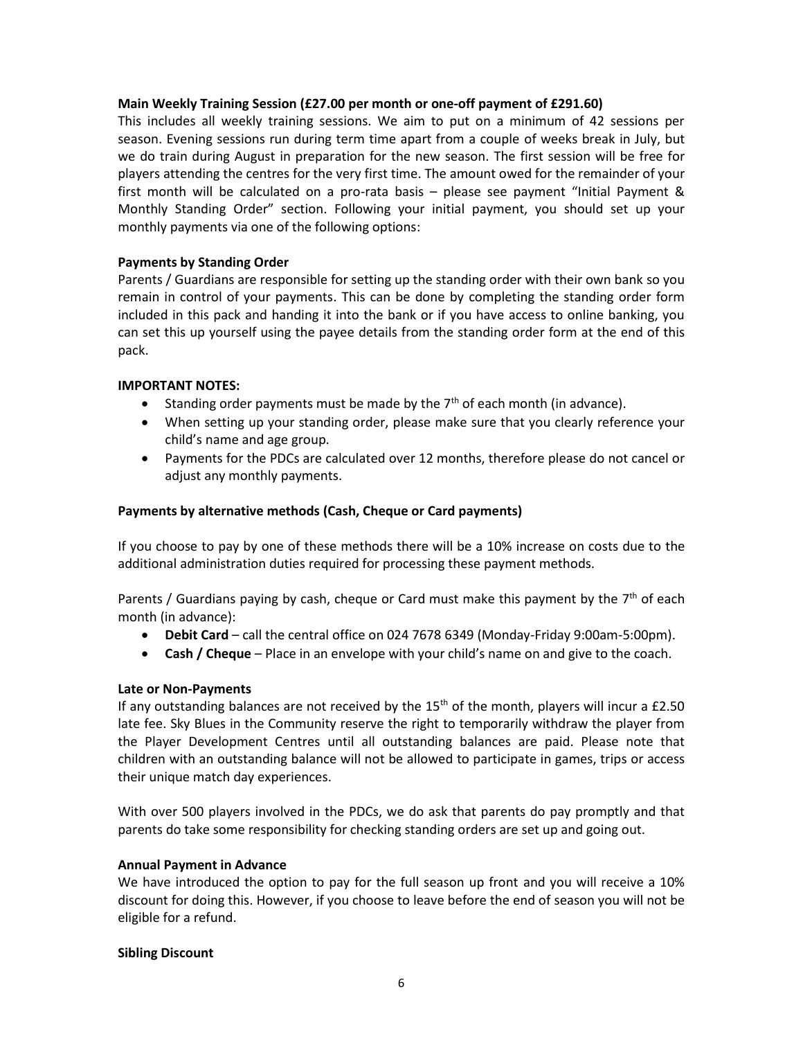**Main Weekly Training Session (£27.00 per month or one-off payment of £291.60)**

This includes all weekly training sessions. We aim to put on a minimum of 42 sessions per season. Evening sessions run during term time apart from a couple of weeks break in July, but we do train during August in preparation for the new season. The first session will be free for players attending the centres for the very first time. The amount owed for the remainder of your first month will be calculated on a pro-rata basis – please see payment "Initial Payment & Monthly Standing Order" section. Following your initial payment, you should set up your monthly payments via one of the following options:

**Payments by Standing Order**

Parents / Guardians are responsible for setting up the standing order with their own bank so you remain in control of your payments. This can be done by completing the standing order form included in this pack and handing it into the bank or if you have access to online banking, you can set this up yourself using the payee details from the standing order form at the end of this pack.

**IMPORTANT NOTES:**

- Standing order payments must be made by the 7th of each month (in advance).
- When setting up your standing order, please make sure that you clearly reference your child's name and age group.
- Payments for the PDCs are calculated over 12 months, therefore please do not cancel or adjust any monthly payments.

**Payments by alternative methods (Cash, Cheque or Card payments)**

If you choose to pay by one of these methods there will be a 10% increase on costs due to the additional administration duties required for processing these payment methods.

Parents / Guardians paying by cash, cheque or Card must make this payment by the 7th of each month (in advance):

- **Debit Card** – call the central office on 024 7678 6349 (Monday-Friday 9:00am-5:00pm).
- **Cash / Cheque** – Place in an envelope with your child's name on and give to the coach.

**Late or Non-Payments**

If any outstanding balances are not received by the 15th of the month, players will incur a £2.50 late fee. Sky Blues in the Community reserve the right to temporarily withdraw the player from the Player Development Centres until all outstanding balances are paid. Please note that children with an outstanding balance will not be allowed to participate in games, trips or access their unique match day experiences.

With over 500 players involved in the PDCs, we do ask that parents do pay promptly and that parents do take some responsibility for checking standing orders are set up and going out.

**Annual Payment in Advance**

We have introduced the option to pay for the full season up front and you will receive a 10% discount for doing this. However, if you choose to leave before the end of season you will not be eligible for a refund.

**Sibling Discount**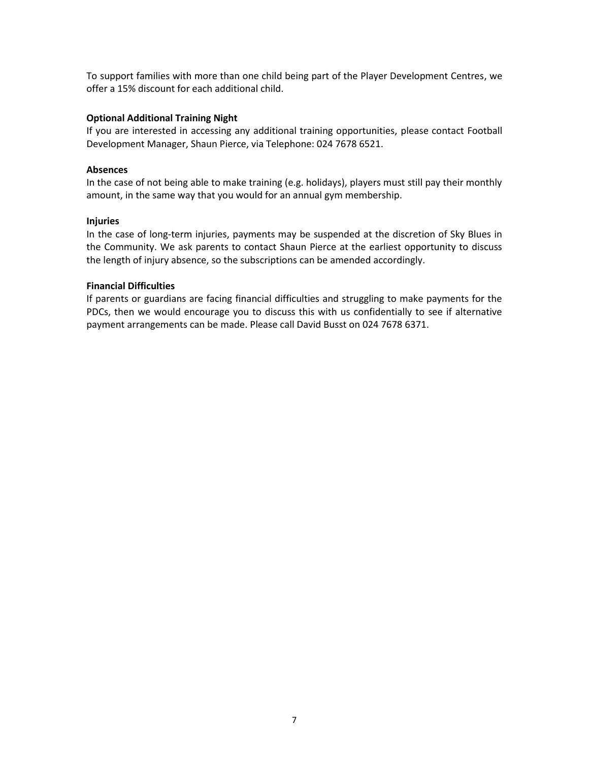To support families with more than one child being part of the Player Development Centres, we offer a 15% discount for each additional child.

**Optional Additional Training Night**

If you are interested in accessing any additional training opportunities, please contact Football Development Manager, Shaun Pierce, via Telephone: 024 7678 6521.

**Absences**

In the case of not being able to make training (e.g. holidays), players must still pay their monthly amount, in the same way that you would for an annual gym membership.

**Injuries**

In the case of long-term injuries, payments may be suspended at the discretion of Sky Blues in the Community. We ask parents to contact Shaun Pierce at the earliest opportunity to discuss the length of injury absence, so the subscriptions can be amended accordingly.

**Financial Difficulties**

If parents or guardians are facing financial difficulties and struggling to make payments for the PDCs, then we would encourage you to discuss this with us confidentially to see if alternative payment arrangements can be made. Please call David Busst on 024 7678 6371.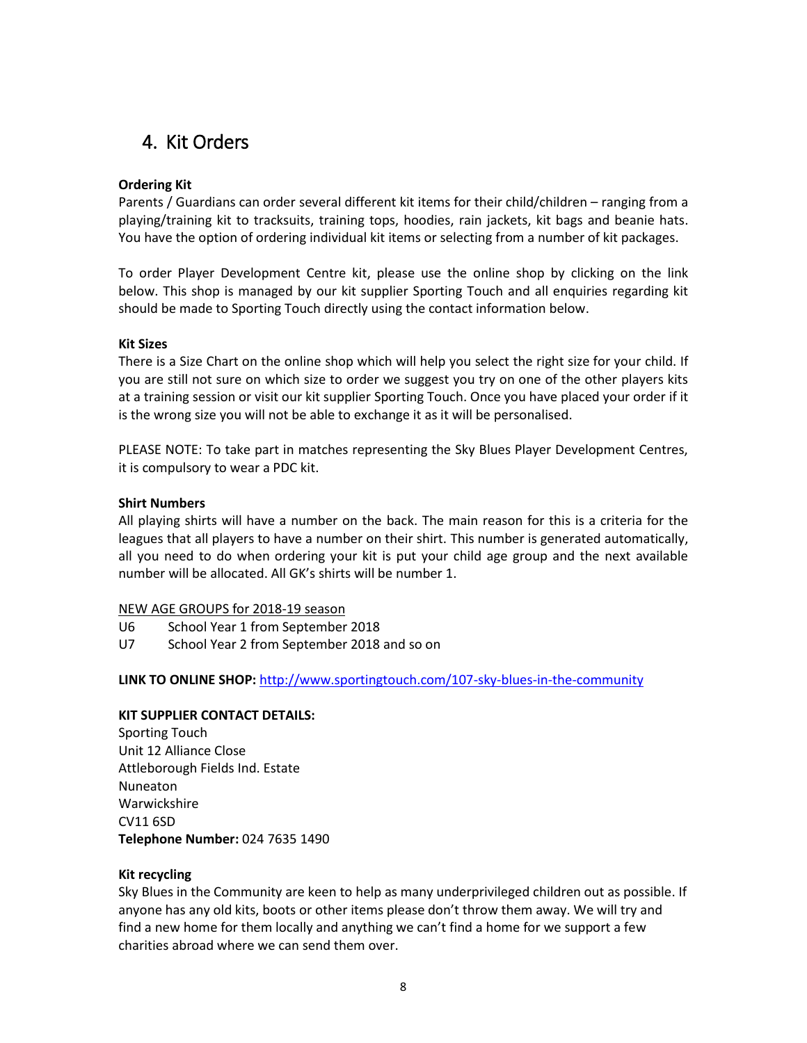## 4. Kit Orders

**Ordering Kit**

Parents / Guardians can order several different kit items for their child/children – ranging from a playing/training kit to tracksuits, training tops, hoodies, rain jackets, kit bags and beanie hats. You have the option of ordering individual kit items or selecting from a number of kit packages.

To order Player Development Centre kit, please use the online shop by clicking on the link below. This shop is managed by our kit supplier Sporting Touch and all enquiries regarding kit should be made to Sporting Touch directly using the contact information below.

**Kit Sizes**

There is a Size Chart on the online shop which will help you select the right size for your child. If you are still not sure on which size to order we suggest you try on one of the other players kits at a training session or visit our kit supplier Sporting Touch. Once you have placed your order if it is the wrong size you will not be able to exchange it as it will be personalised.

PLEASE NOTE: To take part in matches representing the Sky Blues Player Development Centres, it is compulsory to wear a PDC kit.

**Shirt Numbers**

All playing shirts will have a number on the back. The main reason for this is a criteria for the leagues that all players to have a number on their shirt. This number is generated automatically, all you need to do when ordering your kit is put your child age group and the next available number will be allocated. All GK's shirts will be number 1.

NEW AGE GROUPS for 2018-19 season

U6 School Year 1 from September 2018
U7 School Year 2 from September 2018 and so on

**LINK TO ONLINE SHOP:** http://www.sportingtouch.com/107-sky-blues-in-the-community

**KIT SUPPLIER CONTACT DETAILS:**

Sporting Touch
Unit 12 Alliance Close
Attleborough Fields Ind. Estate
Nuneaton
Warwickshire
CV11 6SD
**Telephone Number:** 024 7635 1490

**Kit recycling**

Sky Blues in the Community are keen to help as many underprivileged children out as possible. If anyone has any old kits, boots or other items please don't throw them away. We will try and find a new home for them locally and anything we can't find a home for we support a few charities abroad where we can send them over.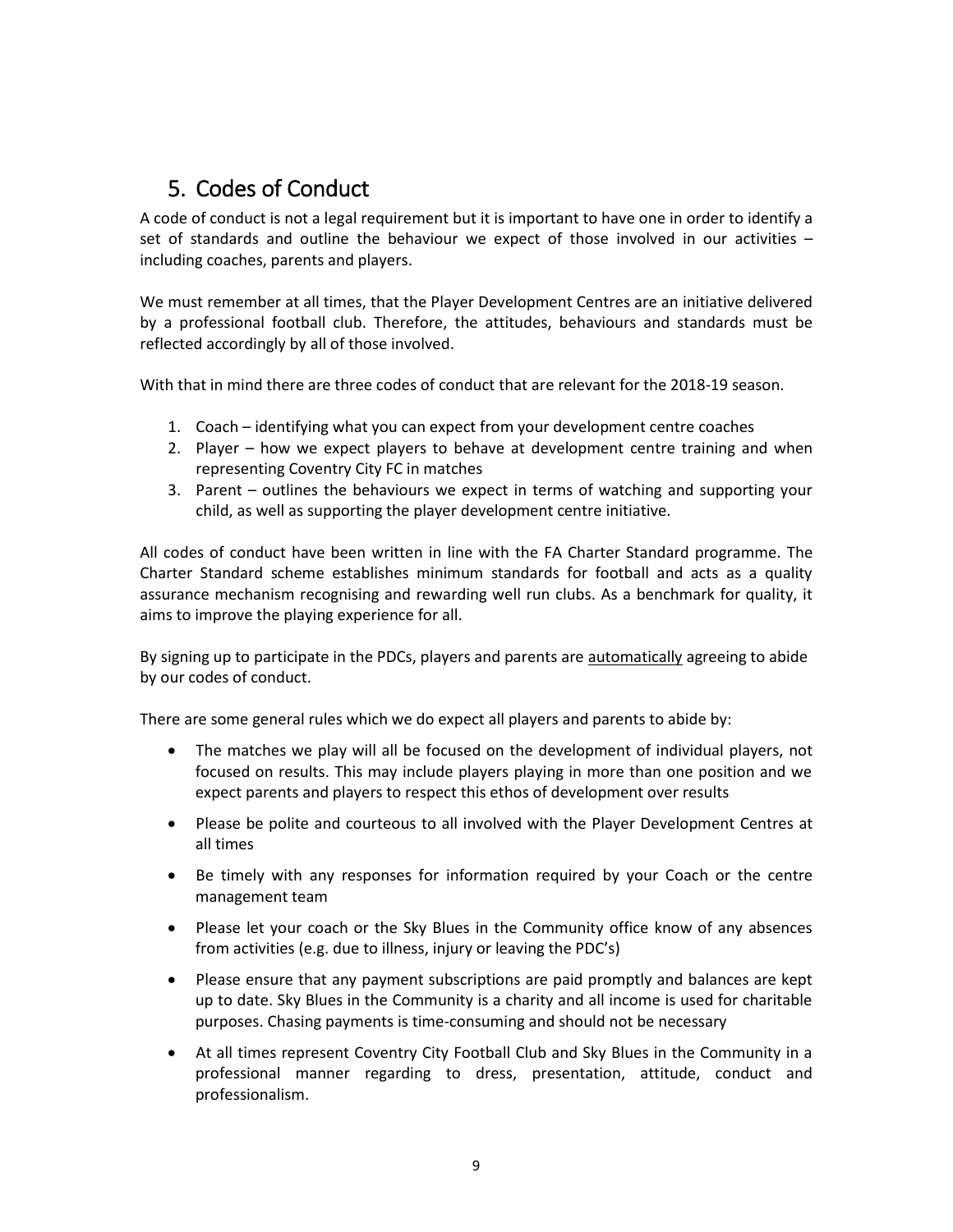## 5. Codes of Conduct

A code of conduct is not a legal requirement but it is important to have one in order to identify a set of standards and outline the behaviour we expect of those involved in our activities – including coaches, parents and players.

We must remember at all times, that the Player Development Centres are an initiative delivered by a professional football club. Therefore, the attitudes, behaviours and standards must be reflected accordingly by all of those involved.

With that in mind there are three codes of conduct that are relevant for the 2018-19 season.

1. Coach – identifying what you can expect from your development centre coaches
2. Player – how we expect players to behave at development centre training and when representing Coventry City FC in matches
3. Parent – outlines the behaviours we expect in terms of watching and supporting your child, as well as supporting the player development centre initiative.

All codes of conduct have been written in line with the FA Charter Standard programme. The Charter Standard scheme establishes minimum standards for football and acts as a quality assurance mechanism recognising and rewarding well run clubs. As a benchmark for quality, it aims to improve the playing experience for all.

By signing up to participate in the PDCs, players and parents are <u>automatically</u> agreeing to abide by our codes of conduct.

There are some general rules which we do expect all players and parents to abide by:

- The matches we play will all be focused on the development of individual players, not focused on results. This may include players playing in more than one position and we expect parents and players to respect this ethos of development over results
- Please be polite and courteous to all involved with the Player Development Centres at all times
- Be timely with any responses for information required by your Coach or the centre management team
- Please let your coach or the Sky Blues in the Community office know of any absences from activities (e.g. due to illness, injury or leaving the PDC's)
- Please ensure that any payment subscriptions are paid promptly and balances are kept up to date. Sky Blues in the Community is a charity and all income is used for charitable purposes. Chasing payments is time-consuming and should not be necessary
- At all times represent Coventry City Football Club and Sky Blues in the Community in a professional manner regarding to dress, presentation, attitude, conduct and professionalism.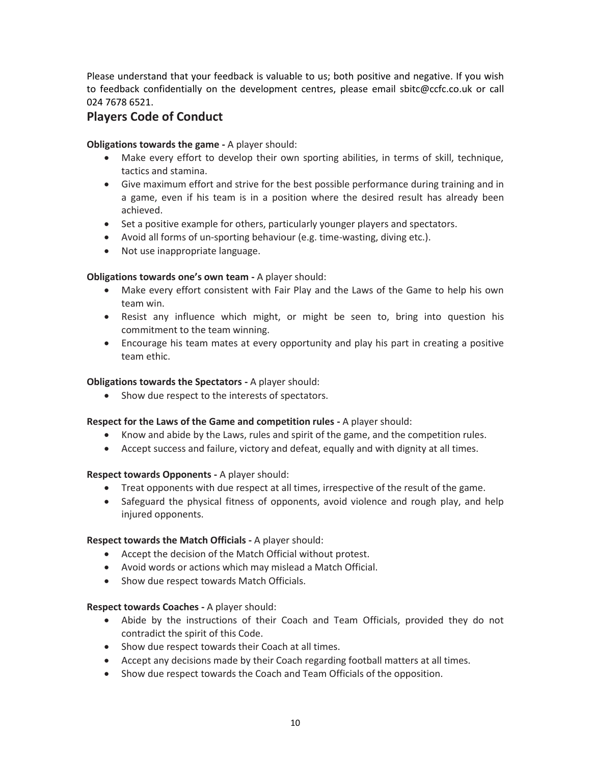Please understand that your feedback is valuable to us; both positive and negative. If you wish to feedback confidentially on the development centres, please email sbitc@ccfc.co.uk or call 024 7678 6521.

## Players Code of Conduct

**Obligations towards the game -** A player should:

- Make every effort to develop their own sporting abilities, in terms of skill, technique, tactics and stamina.
- Give maximum effort and strive for the best possible performance during training and in a game, even if his team is in a position where the desired result has already been achieved.
- Set a positive example for others, particularly younger players and spectators.
- Avoid all forms of un-sporting behaviour (e.g. time-wasting, diving etc.).
- Not use inappropriate language.

**Obligations towards one's own team -** A player should:

- Make every effort consistent with Fair Play and the Laws of the Game to help his own team win.
- Resist any influence which might, or might be seen to, bring into question his commitment to the team winning.
- Encourage his team mates at every opportunity and play his part in creating a positive team ethic.

**Obligations towards the Spectators -** A player should:

- Show due respect to the interests of spectators.

**Respect for the Laws of the Game and competition rules -** A player should:

- Know and abide by the Laws, rules and spirit of the game, and the competition rules.
- Accept success and failure, victory and defeat, equally and with dignity at all times.

**Respect towards Opponents -** A player should:

- Treat opponents with due respect at all times, irrespective of the result of the game.
- Safeguard the physical fitness of opponents, avoid violence and rough play, and help injured opponents.

**Respect towards the Match Officials -** A player should:

- Accept the decision of the Match Official without protest.
- Avoid words or actions which may mislead a Match Official.
- Show due respect towards Match Officials.

**Respect towards Coaches -** A player should:

- Abide by the instructions of their Coach and Team Officials, provided they do not contradict the spirit of this Code.
- Show due respect towards their Coach at all times.
- Accept any decisions made by their Coach regarding football matters at all times.
- Show due respect towards the Coach and Team Officials of the opposition.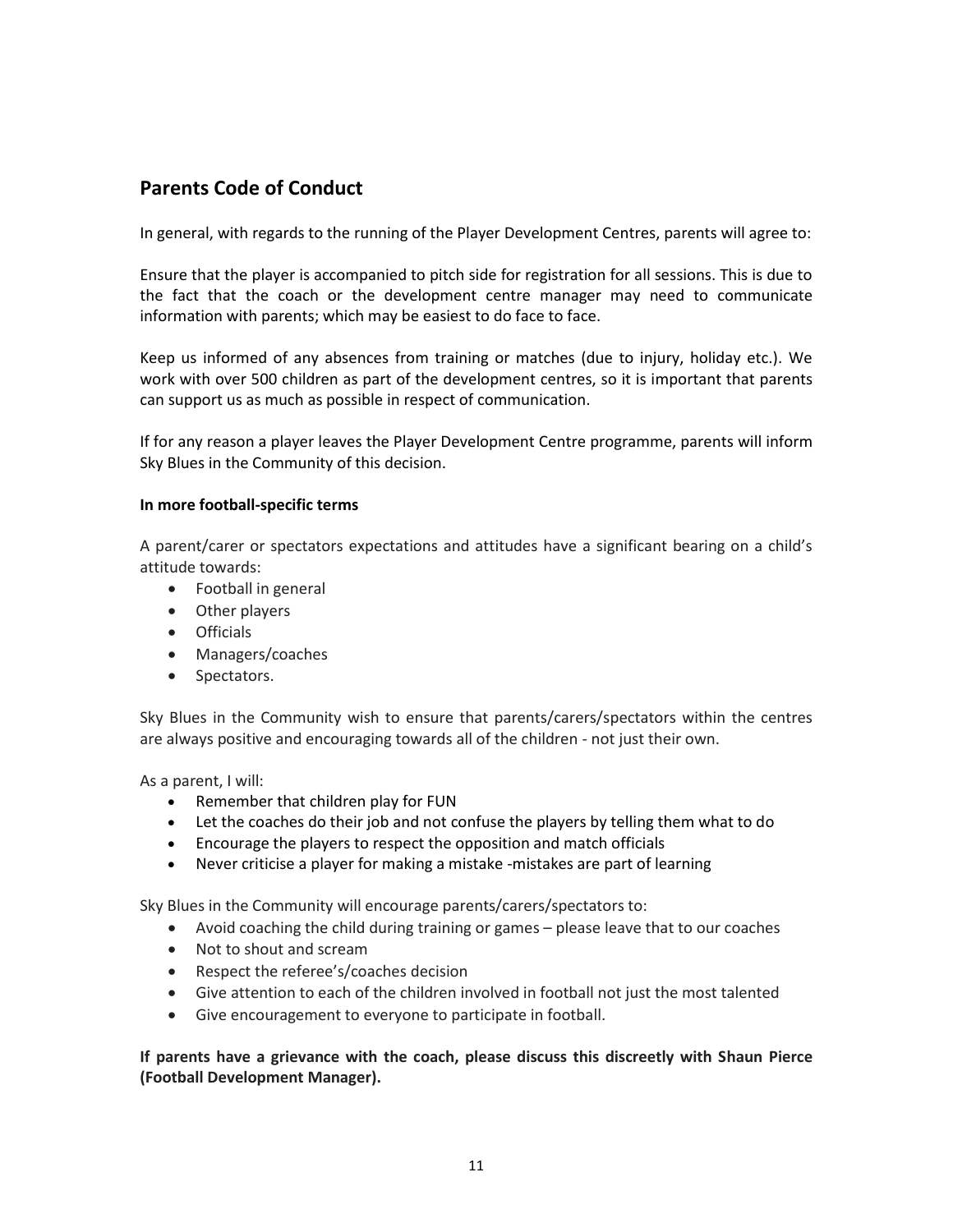## Parents Code of Conduct

In general, with regards to the running of the Player Development Centres, parents will agree to:

Ensure that the player is accompanied to pitch side for registration for all sessions. This is due to the fact that the coach or the development centre manager may need to communicate information with parents; which may be easiest to do face to face.

Keep us informed of any absences from training or matches (due to injury, holiday etc.). We work with over 500 children as part of the development centres, so it is important that parents can support us as much as possible in respect of communication.

If for any reason a player leaves the Player Development Centre programme, parents will inform Sky Blues in the Community of this decision.

**In more football-specific terms**

A parent/carer or spectators expectations and attitudes have a significant bearing on a child's attitude towards:

- Football in general
- Other players
- Officials
- Managers/coaches
- Spectators.

Sky Blues in the Community wish to ensure that parents/carers/spectators within the centres are always positive and encouraging towards all of the children - not just their own.

As a parent, I will:

- Remember that children play for FUN
- Let the coaches do their job and not confuse the players by telling them what to do
- Encourage the players to respect the opposition and match officials
- Never criticise a player for making a mistake -mistakes are part of learning

Sky Blues in the Community will encourage parents/carers/spectators to:

- Avoid coaching the child during training or games – please leave that to our coaches
- Not to shout and scream
- Respect the referee's/coaches decision
- Give attention to each of the children involved in football not just the most talented
- Give encouragement to everyone to participate in football.

**If parents have a grievance with the coach, please discuss this discreetly with Shaun Pierce (Football Development Manager).**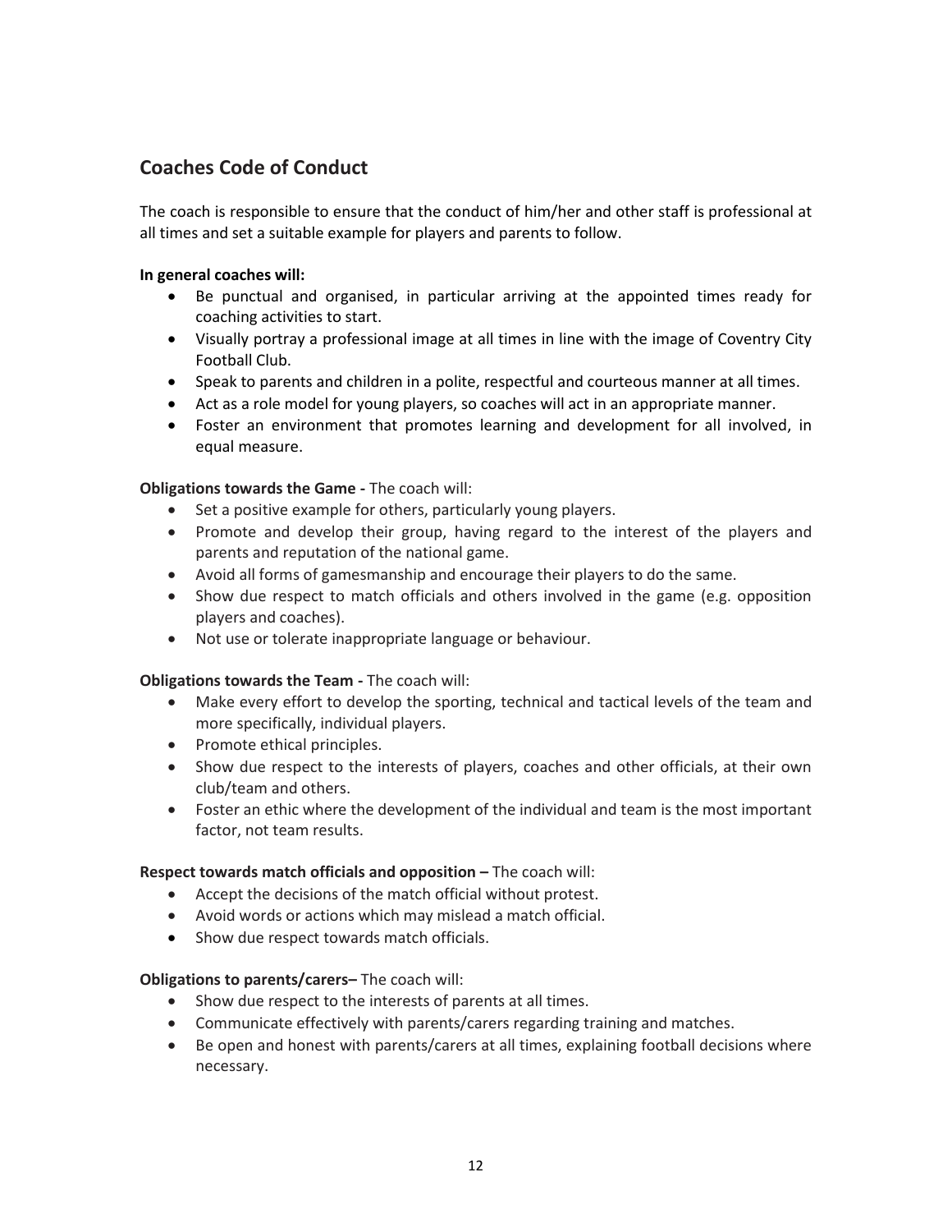## Coaches Code of Conduct

The coach is responsible to ensure that the conduct of him/her and other staff is professional at all times and set a suitable example for players and parents to follow.

**In general coaches will:**

- Be punctual and organised, in particular arriving at the appointed times ready for coaching activities to start.
- Visually portray a professional image at all times in line with the image of Coventry City Football Club.
- Speak to parents and children in a polite, respectful and courteous manner at all times.
- Act as a role model for young players, so coaches will act in an appropriate manner.
- Foster an environment that promotes learning and development for all involved, in equal measure.

**Obligations towards the Game -** The coach will:

- Set a positive example for others, particularly young players.
- Promote and develop their group, having regard to the interest of the players and parents and reputation of the national game.
- Avoid all forms of gamesmanship and encourage their players to do the same.
- Show due respect to match officials and others involved in the game (e.g. opposition players and coaches).
- Not use or tolerate inappropriate language or behaviour.

**Obligations towards the Team -** The coach will:

- Make every effort to develop the sporting, technical and tactical levels of the team and more specifically, individual players.
- Promote ethical principles.
- Show due respect to the interests of players, coaches and other officials, at their own club/team and others.
- Foster an ethic where the development of the individual and team is the most important factor, not team results.

**Respect towards match officials and opposition –** The coach will:

- Accept the decisions of the match official without protest.
- Avoid words or actions which may mislead a match official.
- Show due respect towards match officials.

**Obligations to parents/carers–** The coach will:

- Show due respect to the interests of parents at all times.
- Communicate effectively with parents/carers regarding training and matches.
- Be open and honest with parents/carers at all times, explaining football decisions where necessary.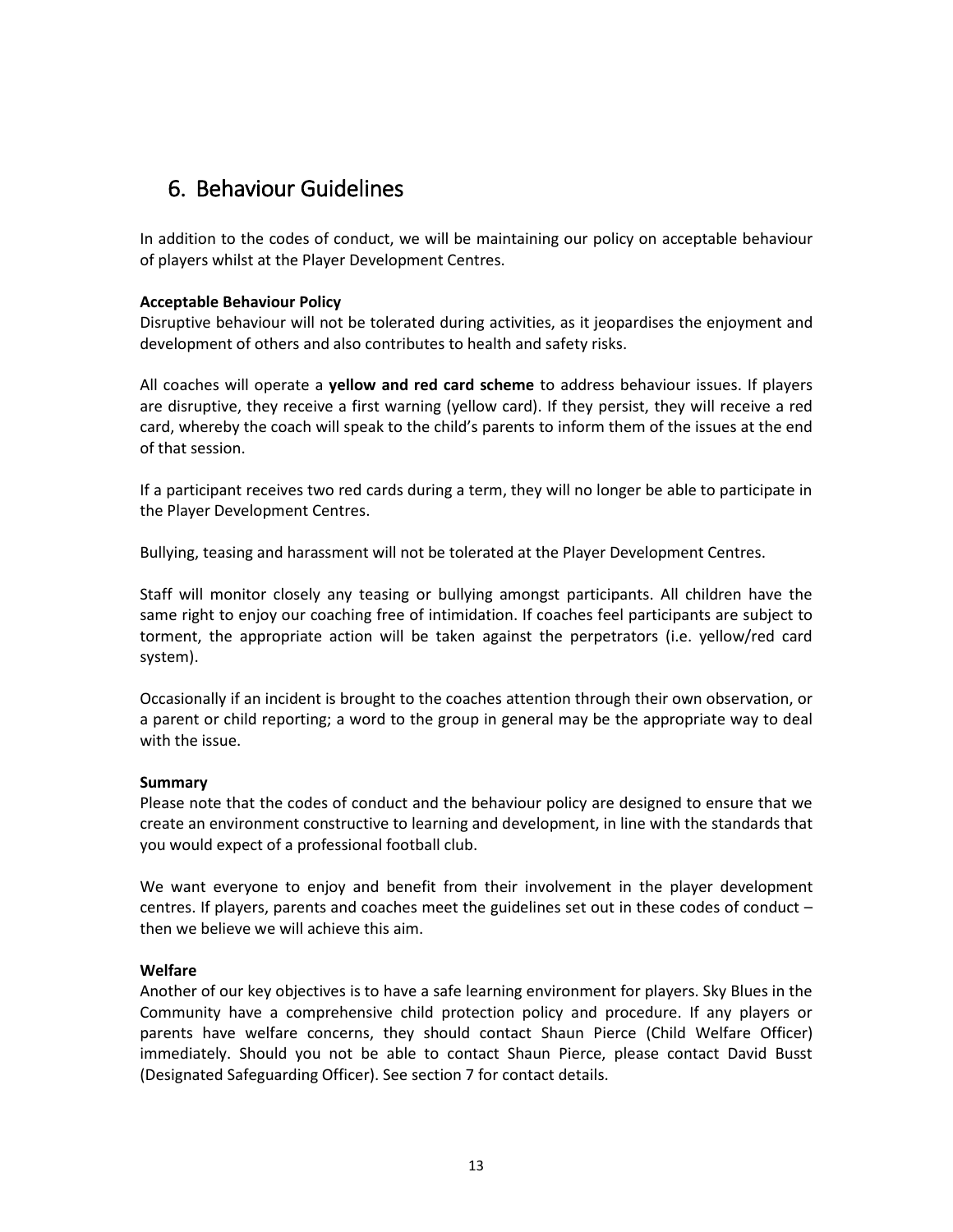# 6. Behaviour Guidelines

In addition to the codes of conduct, we will be maintaining our policy on acceptable behaviour of players whilst at the Player Development Centres.

**Acceptable Behaviour Policy**
Disruptive behaviour will not be tolerated during activities, as it jeopardises the enjoyment and development of others and also contributes to health and safety risks.

All coaches will operate a **yellow and red card scheme** to address behaviour issues. If players are disruptive, they receive a first warning (yellow card). If they persist, they will receive a red card, whereby the coach will speak to the child's parents to inform them of the issues at the end of that session.

If a participant receives two red cards during a term, they will no longer be able to participate in the Player Development Centres.

Bullying, teasing and harassment will not be tolerated at the Player Development Centres.

Staff will monitor closely any teasing or bullying amongst participants. All children have the same right to enjoy our coaching free of intimidation. If coaches feel participants are subject to torment, the appropriate action will be taken against the perpetrators (i.e. yellow/red card system).

Occasionally if an incident is brought to the coaches attention through their own observation, or a parent or child reporting; a word to the group in general may be the appropriate way to deal with the issue.

**Summary**
Please note that the codes of conduct and the behaviour policy are designed to ensure that we create an environment constructive to learning and development, in line with the standards that you would expect of a professional football club.

We want everyone to enjoy and benefit from their involvement in the player development centres. If players, parents and coaches meet the guidelines set out in these codes of conduct – then we believe we will achieve this aim.

**Welfare**
Another of our key objectives is to have a safe learning environment for players. Sky Blues in the Community have a comprehensive child protection policy and procedure. If any players or parents have welfare concerns, they should contact Shaun Pierce (Child Welfare Officer) immediately. Should you not be able to contact Shaun Pierce, please contact David Busst (Designated Safeguarding Officer). See section 7 for contact details.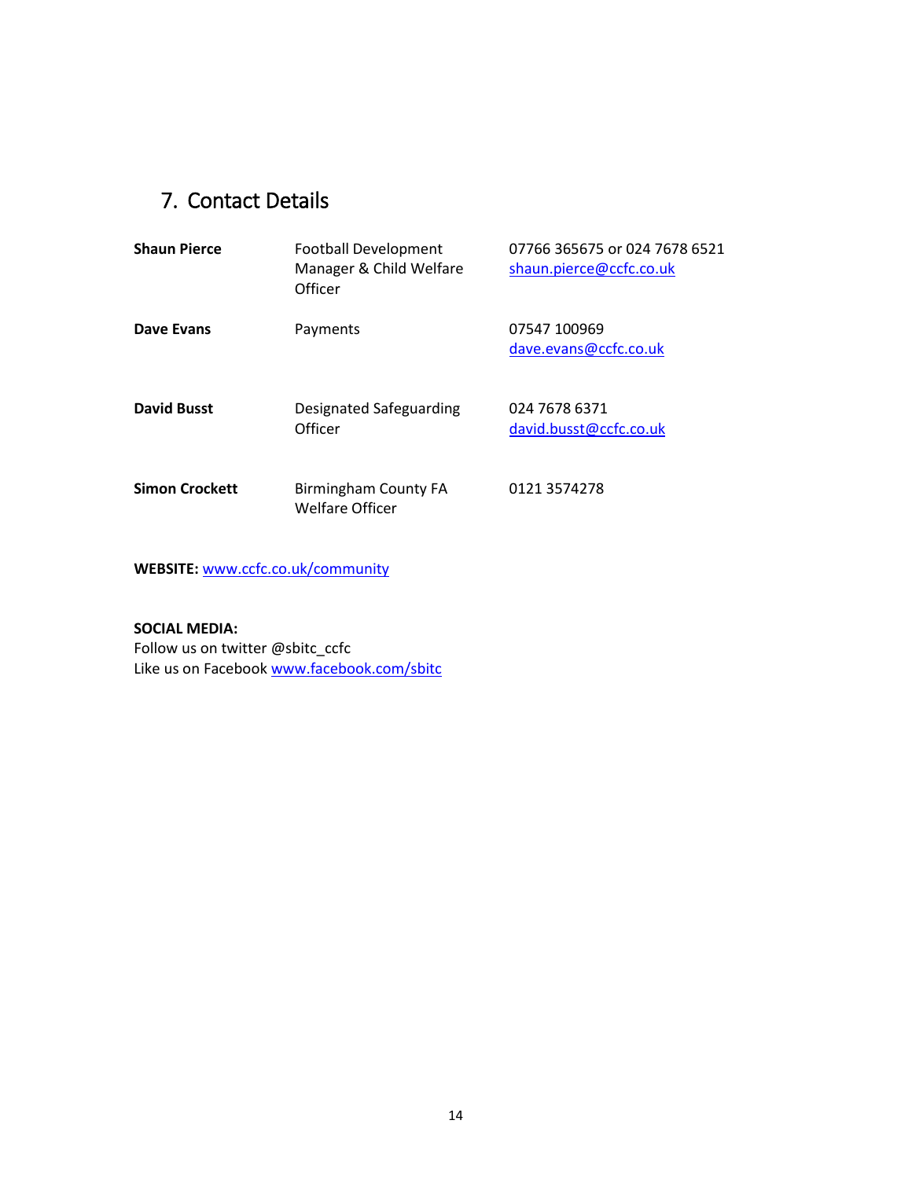## 7. Contact Details

| | | |
|---|---|---|
| **Shaun Pierce** | Football Development Manager & Child Welfare Officer | 07766 365675 or 024 7678 6521<br>shaun.pierce@ccfc.co.uk |
| **Dave Evans** | Payments | 07547 100969<br>dave.evans@ccfc.co.uk |
| **David Busst** | Designated Safeguarding Officer | 024 7678 6371<br>david.busst@ccfc.co.uk |
| **Simon Crockett** | Birmingham County FA Welfare Officer | 0121 3574278 |

**WEBSITE:** www.ccfc.co.uk/community

**SOCIAL MEDIA:**
Follow us on twitter @sbitc_ccfc
Like us on Facebook www.facebook.com/sbitc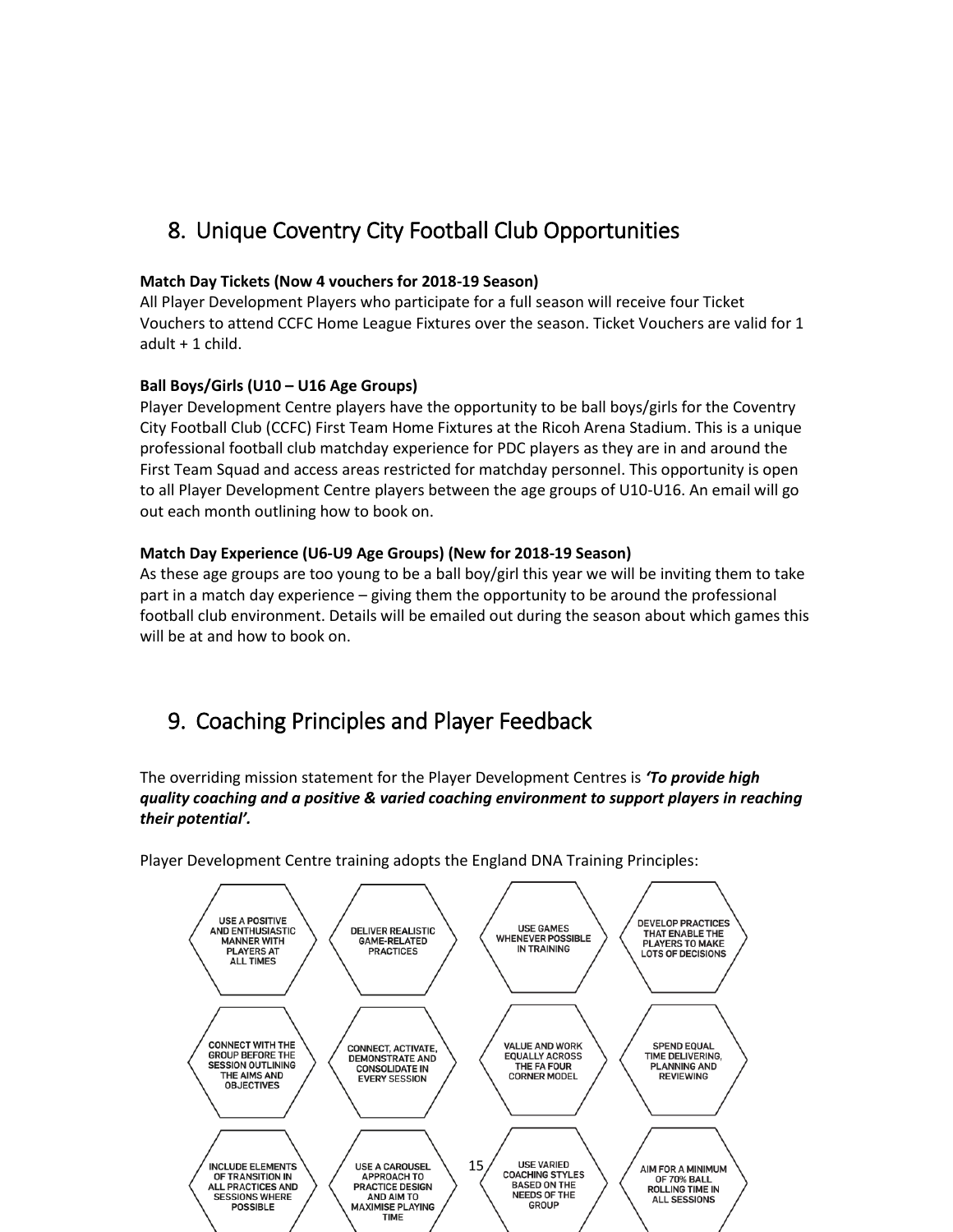## 8. Unique Coventry City Football Club Opportunities

**Match Day Tickets (Now 4 vouchers for 2018-19 Season)**
All Player Development Players who participate for a full season will receive four Ticket Vouchers to attend CCFC Home League Fixtures over the season. Ticket Vouchers are valid for 1 adult + 1 child.

**Ball Boys/Girls (U10 – U16 Age Groups)**
Player Development Centre players have the opportunity to be ball boys/girls for the Coventry City Football Club (CCFC) First Team Home Fixtures at the Ricoh Arena Stadium. This is a unique professional football club matchday experience for PDC players as they are in and around the First Team Squad and access areas restricted for matchday personnel. This opportunity is open to all Player Development Centre players between the age groups of U10-U16. An email will go out each month outlining how to book on.

**Match Day Experience (U6-U9 Age Groups) (New for 2018-19 Season)**
As these age groups are too young to be a ball boy/girl this year we will be inviting them to take part in a match day experience – giving them the opportunity to be around the professional football club environment. Details will be emailed out during the season about which games this will be at and how to book on.

## 9. Coaching Principles and Player Feedback

The overriding mission statement for the Player Development Centres is ***'To provide high quality coaching and a positive & varied coaching environment to support players in reaching their potential'.***

Player Development Centre training adopts the England DNA Training Principles:

- USE A POSITIVE AND ENTHUSIASTIC MANNER WITH PLAYERS AT ALL TIMES
- DELIVER REALISTIC GAME-RELATED PRACTICES
- USE GAMES WHENEVER POSSIBLE IN TRAINING
- DEVELOP PRACTICES THAT ENABLE THE PLAYERS TO MAKE LOTS OF DECISIONS
- CONNECT WITH THE GROUP BEFORE THE SESSION OUTLINING THE AIMS AND OBJECTIVES
- CONNECT, ACTIVATE, DEMONSTRATE AND CONSOLIDATE IN EVERY SESSION
- VALUE AND WORK EQUALLY ACROSS THE FA FOUR CORNER MODEL
- SPEND EQUAL TIME DELIVERING, PLANNING AND REVIEWING
- INCLUDE ELEMENTS OF TRANSITION IN ALL PRACTICES AND SESSIONS WHERE POSSIBLE
- USE A CAROUSEL APPROACH TO PRACTICE DESIGN AND AIM TO MAXIMISE PLAYING TIME
- USE VARIED COACHING STYLES BASED ON THE NEEDS OF THE GROUP
- AIM FOR A MINIMUM OF 70% BALL ROLLING TIME IN ALL SESSIONS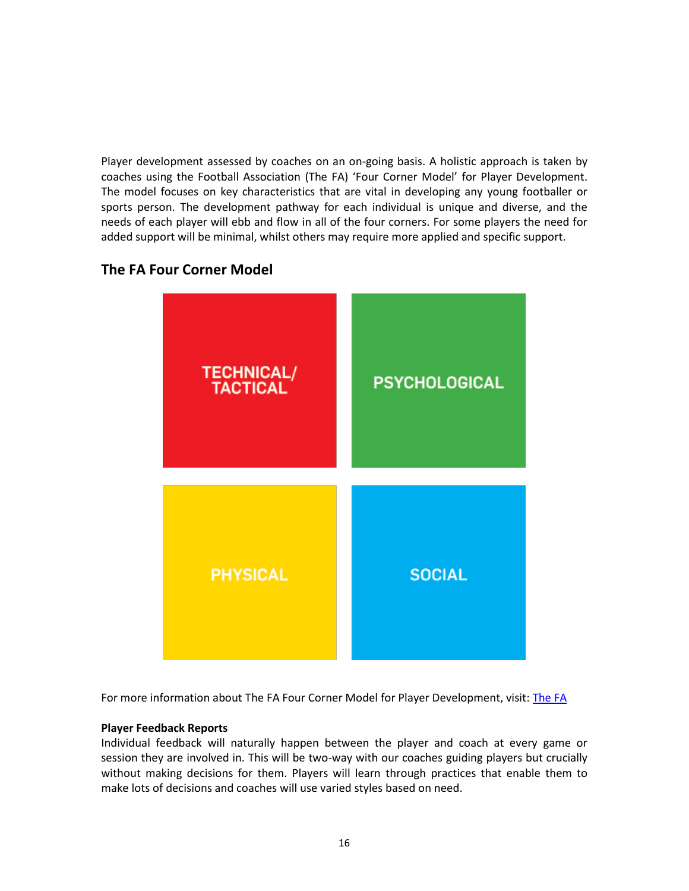Player development assessed by coaches on an on-going basis. A holistic approach is taken by coaches using the Football Association (The FA) 'Four Corner Model' for Player Development. The model focuses on key characteristics that are vital in developing any young footballer or sports person. The development pathway for each individual is unique and diverse, and the needs of each player will ebb and flow in all of the four corners. For some players the need for added support will be minimal, whilst others may require more applied and specific support.

## The FA Four Corner Model

| TECHNICAL/ TACTICAL | PSYCHOLOGICAL |
| --- | --- |
| PHYSICAL | SOCIAL |

For more information about The FA Four Corner Model for Player Development, visit: The FA

**Player Feedback Reports**

Individual feedback will naturally happen between the player and coach at every game or session they are involved in. This will be two-way with our coaches guiding players but crucially without making decisions for them. Players will learn through practices that enable them to make lots of decisions and coaches will use varied styles based on need.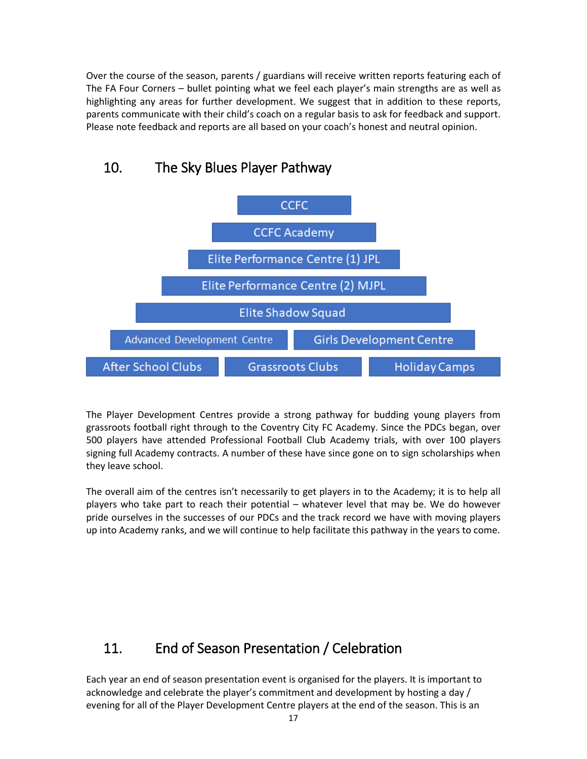Over the course of the season, parents / guardians will receive written reports featuring each of The FA Four Corners – bullet pointing what we feel each player's main strengths are as well as highlighting any areas for further development. We suggest that in addition to these reports, parents communicate with their child's coach on a regular basis to ask for feedback and support. Please note feedback and reports are all based on your coach's honest and neutral opinion.

## 10. The Sky Blues Player Pathway

- CCFC
- CCFC Academy
- Elite Performance Centre (1) JPL
- Elite Performance Centre (2) MJPL
- Elite Shadow Squad
- Advanced Development Centre | Girls Development Centre
- After School Clubs | Grassroots Clubs | Holiday Camps

The Player Development Centres provide a strong pathway for budding young players from grassroots football right through to the Coventry City FC Academy. Since the PDCs began, over 500 players have attended Professional Football Club Academy trials, with over 100 players signing full Academy contracts. A number of these have since gone on to sign scholarships when they leave school.

The overall aim of the centres isn't necessarily to get players in to the Academy; it is to help all players who take part to reach their potential – whatever level that may be. We do however pride ourselves in the successes of our PDCs and the track record we have with moving players up into Academy ranks, and we will continue to help facilitate this pathway in the years to come.

## 11. End of Season Presentation / Celebration

Each year an end of season presentation event is organised for the players. It is important to acknowledge and celebrate the player's commitment and development by hosting a day / evening for all of the Player Development Centre players at the end of the season. This is an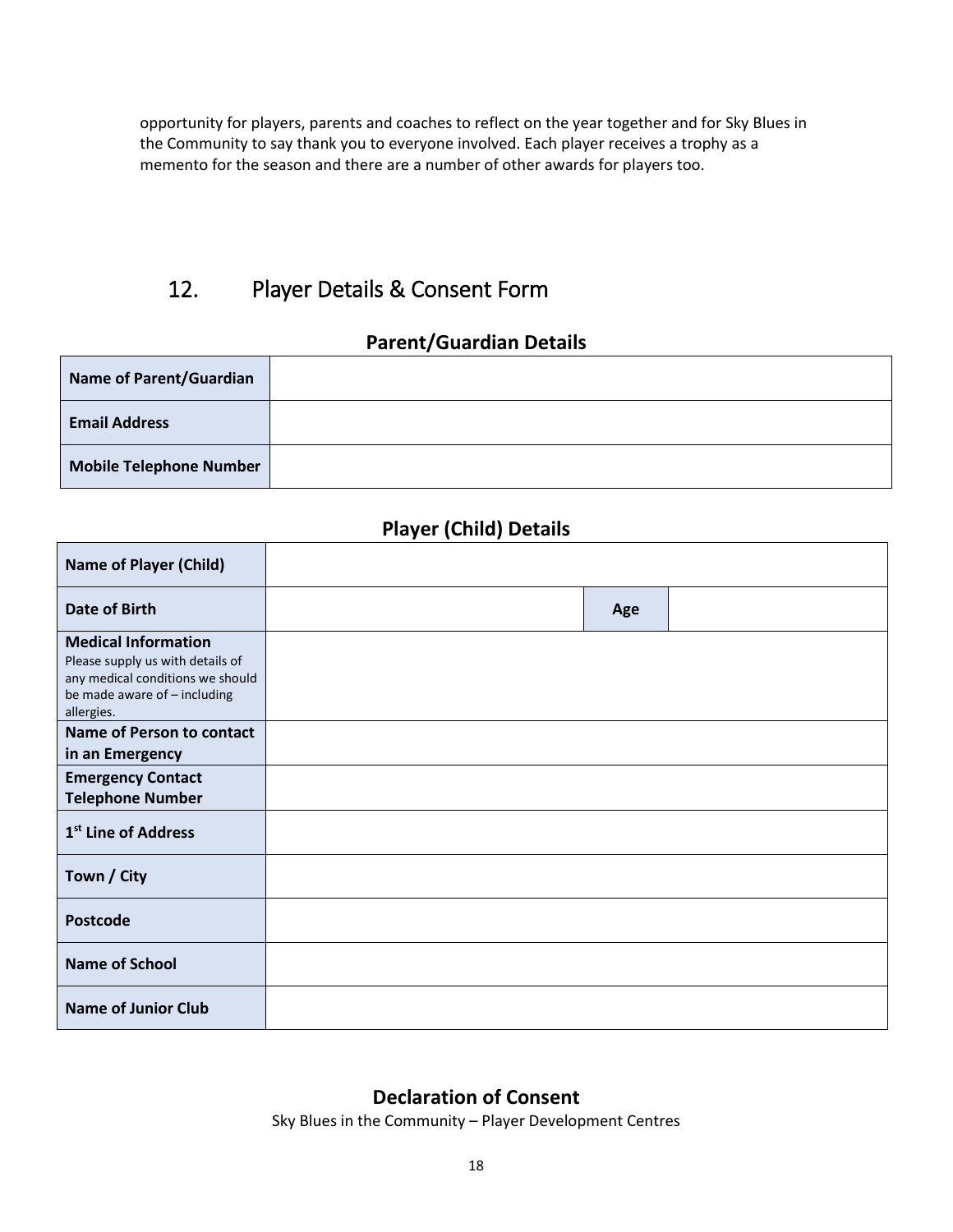opportunity for players, parents and coaches to reflect on the year together and for Sky Blues in the Community to say thank you to everyone involved. Each player receives a trophy as a memento for the season and there are a number of other awards for players too.

## 12. Player Details & Consent Form

### Parent/Guardian Details

| | |
|---|---|
| **Name of Parent/Guardian** | |
| **Email Address** | |
| **Mobile Telephone Number** | |

### Player (Child) Details

| | | | |
|---|---|---|---|
| **Name of Player (Child)** | | | |
| **Date of Birth** | | **Age** | |
| **Medical Information** Please supply us with details of any medical conditions we should be made aware of – including allergies. | | | |
| **Name of Person to contact in an Emergency** | | | |
| **Emergency Contact Telephone Number** | | | |
| **1st Line of Address** | | | |
| **Town / City** | | | |
| **Postcode** | | | |
| **Name of School** | | | |
| **Name of Junior Club** | | | |

### Declaration of Consent

Sky Blues in the Community – Player Development Centres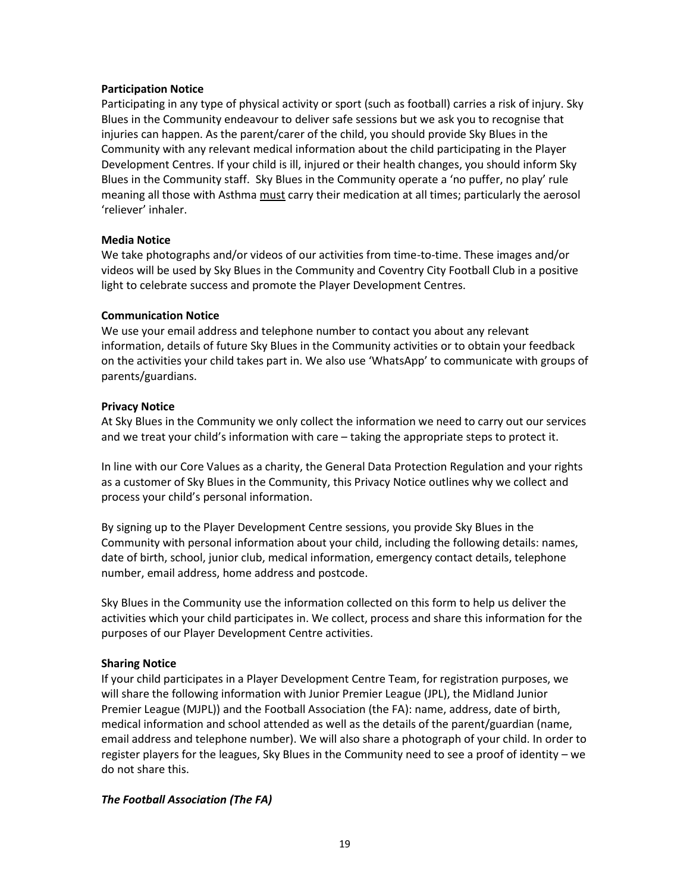**Participation Notice**

Participating in any type of physical activity or sport (such as football) carries a risk of injury. Sky Blues in the Community endeavour to deliver safe sessions but we ask you to recognise that injuries can happen. As the parent/carer of the child, you should provide Sky Blues in the Community with any relevant medical information about the child participating in the Player Development Centres. If your child is ill, injured or their health changes, you should inform Sky Blues in the Community staff. Sky Blues in the Community operate a 'no puffer, no play' rule meaning all those with Asthma <u>must</u> carry their medication at all times; particularly the aerosol 'reliever' inhaler.

**Media Notice**

We take photographs and/or videos of our activities from time-to-time. These images and/or videos will be used by Sky Blues in the Community and Coventry City Football Club in a positive light to celebrate success and promote the Player Development Centres.

**Communication Notice**

We use your email address and telephone number to contact you about any relevant information, details of future Sky Blues in the Community activities or to obtain your feedback on the activities your child takes part in. We also use 'WhatsApp' to communicate with groups of parents/guardians.

**Privacy Notice**

At Sky Blues in the Community we only collect the information we need to carry out our services and we treat your child's information with care – taking the appropriate steps to protect it.

In line with our Core Values as a charity, the General Data Protection Regulation and your rights as a customer of Sky Blues in the Community, this Privacy Notice outlines why we collect and process your child's personal information.

By signing up to the Player Development Centre sessions, you provide Sky Blues in the Community with personal information about your child, including the following details: names, date of birth, school, junior club, medical information, emergency contact details, telephone number, email address, home address and postcode.

Sky Blues in the Community use the information collected on this form to help us deliver the activities which your child participates in. We collect, process and share this information for the purposes of our Player Development Centre activities.

**Sharing Notice**

If your child participates in a Player Development Centre Team, for registration purposes, we will share the following information with Junior Premier League (JPL), the Midland Junior Premier League (MJPL)) and the Football Association (the FA): name, address, date of birth, medical information and school attended as well as the details of the parent/guardian (name, email address and telephone number). We will also share a photograph of your child. In order to register players for the leagues, Sky Blues in the Community need to see a proof of identity – we do not share this.

***The Football Association (The FA)***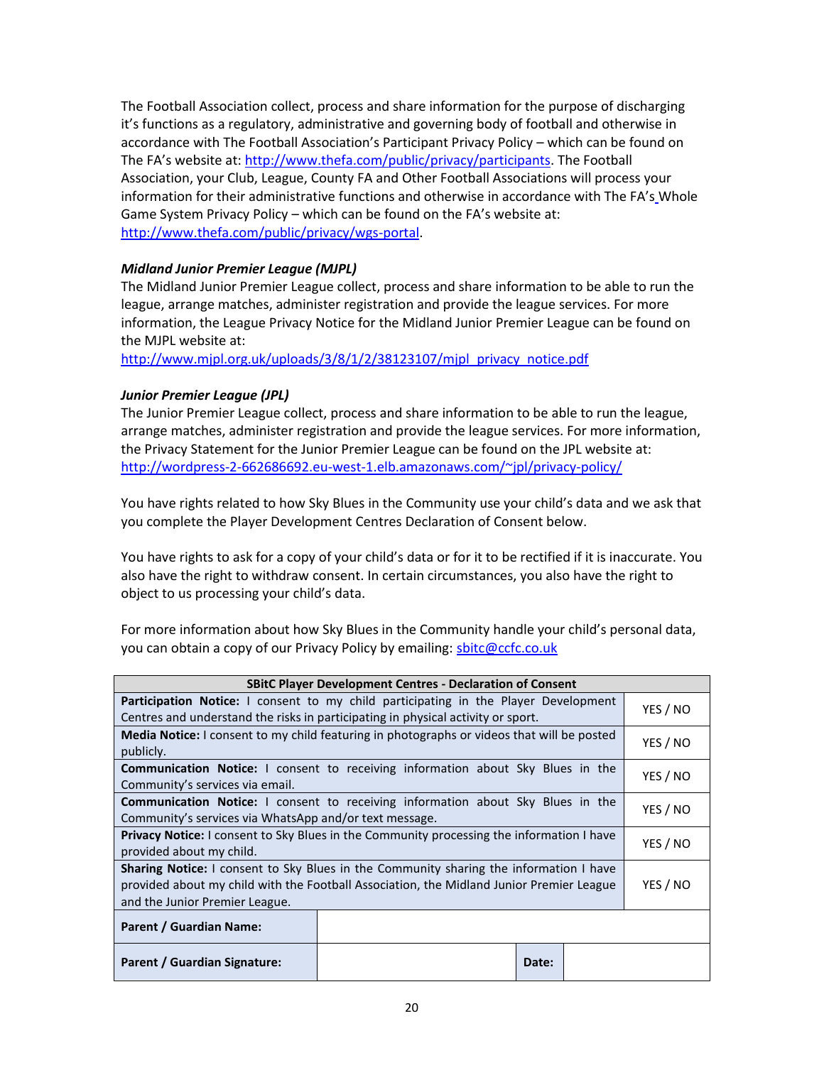The Football Association collect, process and share information for the purpose of discharging it's functions as a regulatory, administrative and governing body of football and otherwise in accordance with The Football Association's Participant Privacy Policy – which can be found on The FA's website at: http://www.thefa.com/public/privacy/participants. The Football Association, your Club, League, County FA and Other Football Associations will process your information for their administrative functions and otherwise in accordance with The FA's Whole Game System Privacy Policy – which can be found on the FA's website at: http://www.thefa.com/public/privacy/wgs-portal.

***Midland Junior Premier League (MJPL)***

The Midland Junior Premier League collect, process and share information to be able to run the league, arrange matches, administer registration and provide the league services. For more information, the League Privacy Notice for the Midland Junior Premier League can be found on the MJPL website at:
http://www.mjpl.org.uk/uploads/3/8/1/2/38123107/mjpl_privacy_notice.pdf

***Junior Premier League (JPL)***

The Junior Premier League collect, process and share information to be able to run the league, arrange matches, administer registration and provide the league services. For more information, the Privacy Statement for the Junior Premier League can be found on the JPL website at:
http://wordpress-2-662686692.eu-west-1.elb.amazonaws.com/~jpl/privacy-policy/

You have rights related to how Sky Blues in the Community use your child's data and we ask that you complete the Player Development Centres Declaration of Consent below.

You have rights to ask for a copy of your child's data or for it to be rectified if it is inaccurate. You also have the right to withdraw consent. In certain circumstances, you also have the right to object to us processing your child's data.

For more information about how Sky Blues in the Community handle your child's personal data, you can obtain a copy of our Privacy Policy by emailing: sbitc@ccfc.co.uk

| **SBitC Player Development Centres - Declaration of Consent** | | | |
|---|---|---|---|
| **Participation Notice:** I consent to my child participating in the Player Development Centres and understand the risks in participating in physical activity or sport. | | | YES / NO |
| **Media Notice:** I consent to my child featuring in photographs or videos that will be posted publicly. | | | YES / NO |
| **Communication Notice:** I consent to receiving information about Sky Blues in the Community's services via email. | | | YES / NO |
| **Communication Notice:** I consent to receiving information about Sky Blues in the Community's services via WhatsApp and/or text messaging. | | | YES / NO |
| **Privacy Notice:** I consent to Sky Blues in the Community processing the information I have provided about my child. | | | YES / NO |
| **Sharing Notice:** I consent to Sky Blues in the Community sharing the information I have provided about my child with the Football Association, the Midland Junior Premier League and the Junior Premier League. | | | YES / NO |
| **Parent / Guardian Name:** | | | |
| **Parent / Guardian Signature:** | | **Date:** | |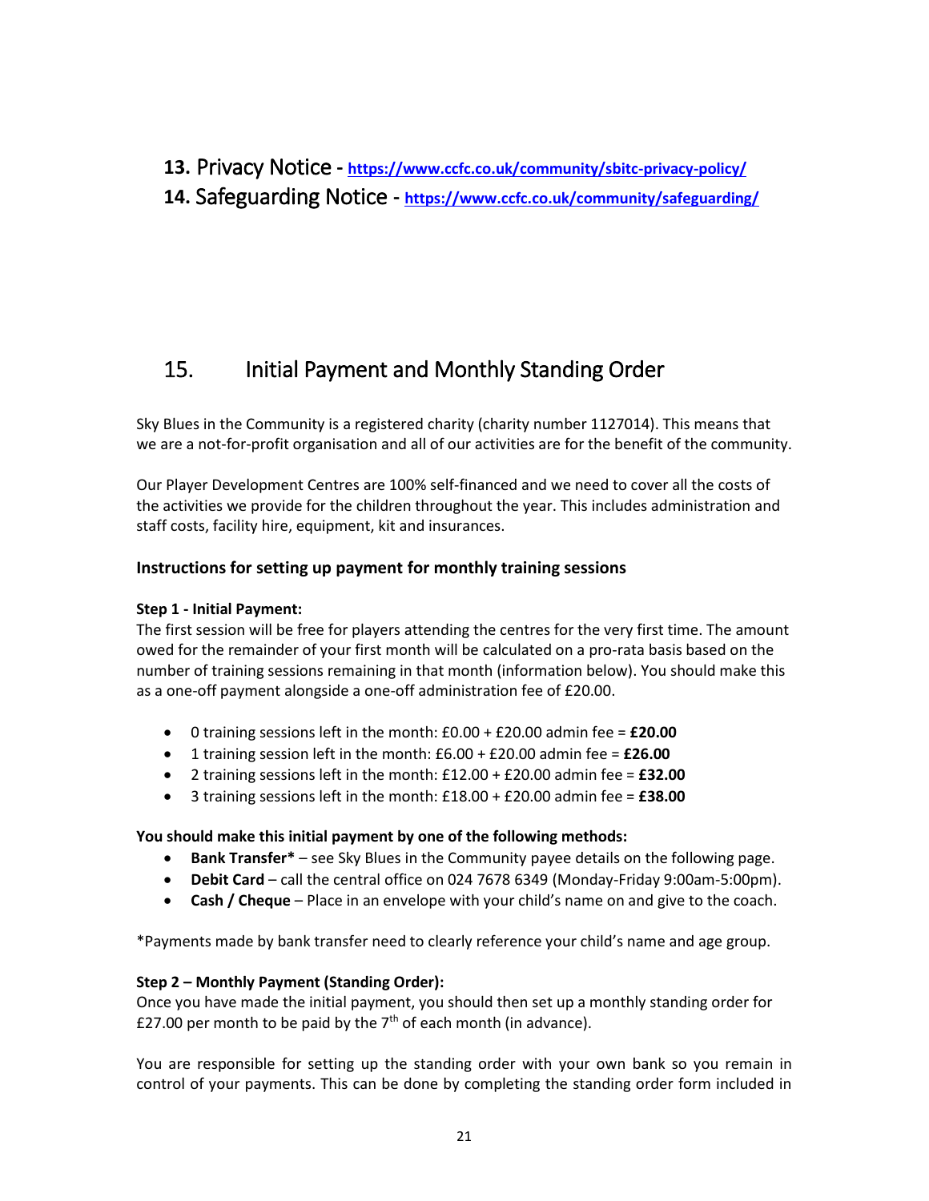**13.** Privacy Notice - **https://www.ccfc.co.uk/community/sbitc-privacy-policy/**

**14.** Safeguarding Notice - **https://www.ccfc.co.uk/community/safeguarding/**

## 15. Initial Payment and Monthly Standing Order

Sky Blues in the Community is a registered charity (charity number 1127014). This means that we are a not-for-profit organisation and all of our activities are for the benefit of the community.

Our Player Development Centres are 100% self-financed and we need to cover all the costs of the activities we provide for the children throughout the year. This includes administration and staff costs, facility hire, equipment, kit and insurances.

### Instructions for setting up payment for monthly training sessions

**Step 1 - Initial Payment:**
The first session will be free for players attending the centres for the very first time. The amount owed for the remainder of your first month will be calculated on a pro-rata basis based on the number of training sessions remaining in that month (information below). You should make this as a one-off payment alongside a one-off administration fee of £20.00.

- 0 training sessions left in the month: £0.00 + £20.00 admin fee = **£20.00**
- 1 training session left in the month: £6.00 + £20.00 admin fee = **£26.00**
- 2 training sessions left in the month: £12.00 + £20.00 admin fee = **£32.00**
- 3 training sessions left in the month: £18.00 + £20.00 admin fee = **£38.00**

**You should make this initial payment by one of the following methods:**

- **Bank Transfer*** – see Sky Blues in the Community payee details on the following page.
- **Debit Card** – call the central office on 024 7678 6349 (Monday-Friday 9:00am-5:00pm).
- **Cash / Cheque** – Place in an envelope with your child's name on and give to the coach.

*Payments made by bank transfer need to clearly reference your child's name and age group.

**Step 2 – Monthly Payment (Standing Order):**
Once you have made the initial payment, you should then set up a monthly standing order for £27.00 per month to be paid by the 7th of each month (in advance).

You are responsible for setting up the standing order with your own bank so you remain in control of your payments. This can be done by completing the standing order form included in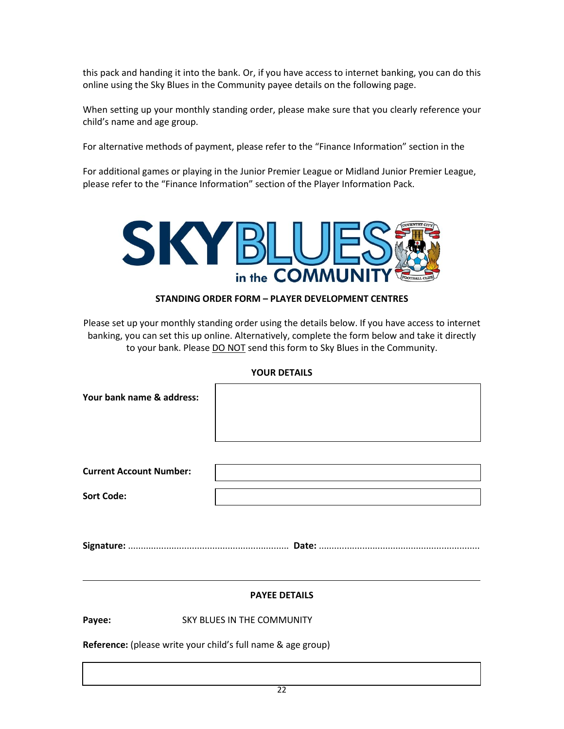this pack and handing it into the bank. Or, if you have access to internet banking, you can do this online using the Sky Blues in the Community payee details on the following page.

When setting up your monthly standing order, please make sure that you clearly reference your child's name and age group.

For alternative methods of payment, please refer to the "Finance Information" section in the

For additional games or playing in the Junior Premier League or Midland Junior Premier League, please refer to the "Finance Information" section of the Player Information Pack.

SKY BLUES in the COMMUNITY

**STANDING ORDER FORM – PLAYER DEVELOPMENT CENTRES**

Please set up your monthly standing order using the details below. If you have access to internet banking, you can set this up online. Alternatively, complete the form below and take it directly to your bank. Please DO NOT send this form to Sky Blues in the Community.

**YOUR DETAILS**

**Your bank name & address:**

**Current Account Number:**

**Sort Code:**

**Signature:** .............................................................. **Date:** ..............................................................

---

**PAYEE DETAILS**

**Payee:** SKY BLUES IN THE COMMUNITY

**Reference:** (please write your child's full name & age group)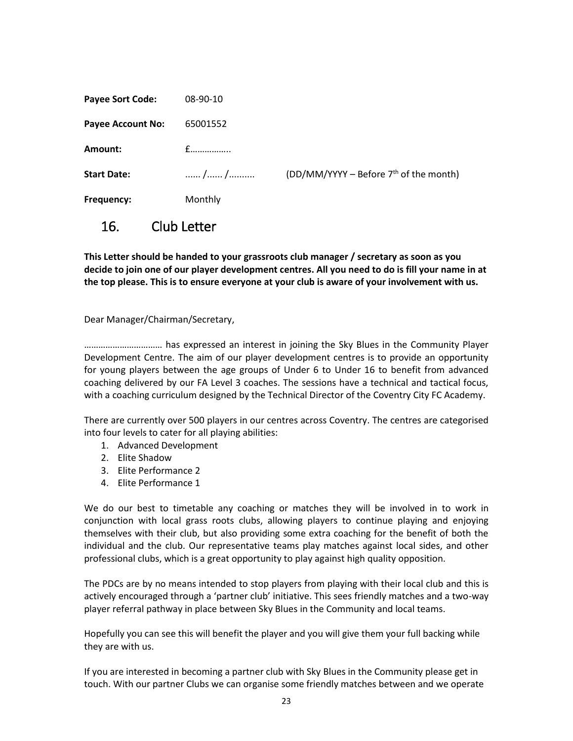**Payee Sort Code:** 08-90-10

**Payee Account No:** 65001552

**Amount:** £……………..

**Start Date:** ...... /...... /.......... (DD/MM/YYYY – Before 7th of the month)

**Frequency:** Monthly

## 16. Club Letter

**This Letter should be handed to your grassroots club manager / secretary as soon as you decide to join one of our player development centres. All you need to do is fill your name in at the top please. This is to ensure everyone at your club is aware of your involvement with us.**

Dear Manager/Chairman/Secretary,

…………………………… has expressed an interest in joining the Sky Blues in the Community Player Development Centre. The aim of our player development centres is to provide an opportunity for young players between the age groups of Under 6 to Under 16 to benefit from advanced coaching delivered by our FA Level 3 coaches. The sessions have a technical and tactical focus, with a coaching curriculum designed by the Technical Director of the Coventry City FC Academy.

There are currently over 500 players in our centres across Coventry. The centres are categorised into four levels to cater for all playing abilities:

1. Advanced Development
2. Elite Shadow
3. Elite Performance 2
4. Elite Performance 1

We do our best to timetable any coaching or matches they will be involved in to work in conjunction with local grass roots clubs, allowing players to continue playing and enjoying themselves with their club, but also providing some extra coaching for the benefit of both the individual and the club. Our representative teams play matches against local sides, and other professional clubs, which is a great opportunity to play against high quality opposition.

The PDCs are by no means intended to stop players from playing with their local club and this is actively encouraged through a 'partner club' initiative. This sees friendly matches and a two-way player referral pathway in place between Sky Blues in the Community and local teams.

Hopefully you can see this will benefit the player and you will give them your full backing while they are with us.

If you are interested in becoming a partner club with Sky Blues in the Community please get in touch. With our partner Clubs we can organise some friendly matches between and we operate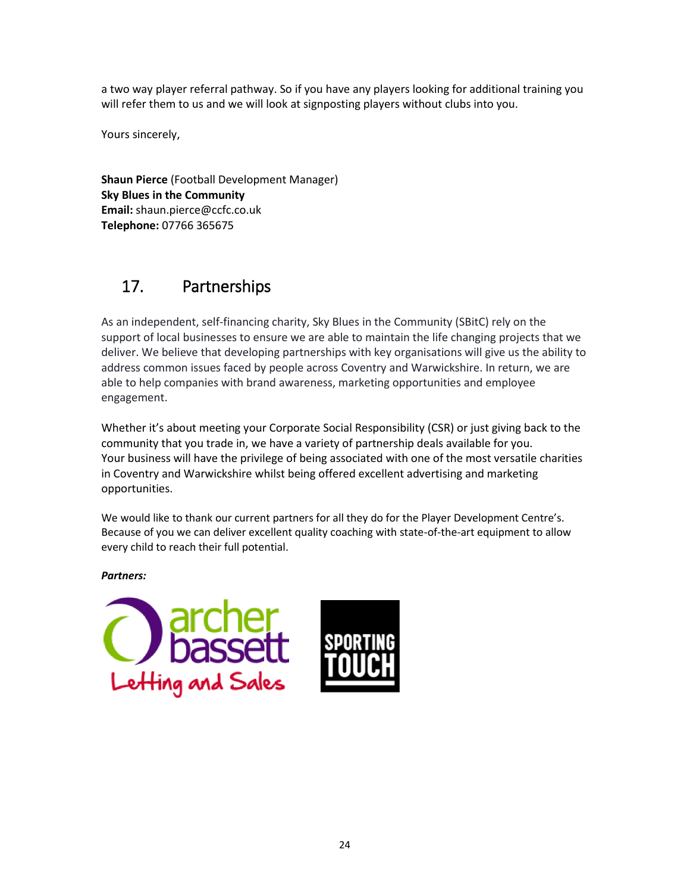a two way player referral pathway. So if you have any players looking for additional training you will refer them to us and we will look at signposting players without clubs into you.

Yours sincerely,

**Shaun Pierce** (Football Development Manager)
**Sky Blues in the Community**
**Email:** shaun.pierce@ccfc.co.uk
**Telephone:** 07766 365675

## 17. Partnerships

As an independent, self-financing charity, Sky Blues in the Community (SBitC) rely on the support of local businesses to ensure we are able to maintain the life changing projects that we deliver. We believe that developing partnerships with key organisations will give us the ability to address common issues faced by people across Coventry and Warwickshire. In return, we are able to help companies with brand awareness, marketing opportunities and employee engagement.

Whether it's about meeting your Corporate Social Responsibility (CSR) or just giving back to the community that you trade in, we have a variety of partnership deals available for you. Your business will have the privilege of being associated with one of the most versatile charities in Coventry and Warwickshire whilst being offered excellent advertising and marketing opportunities.

We would like to thank our current partners for all they do for the Player Development Centre's. Because of you we can deliver excellent quality coaching with state-of-the-art equipment to allow every child to reach their full potential.

***Partners:***

archer bassett Letting and Sales

SPORTING TOUCH